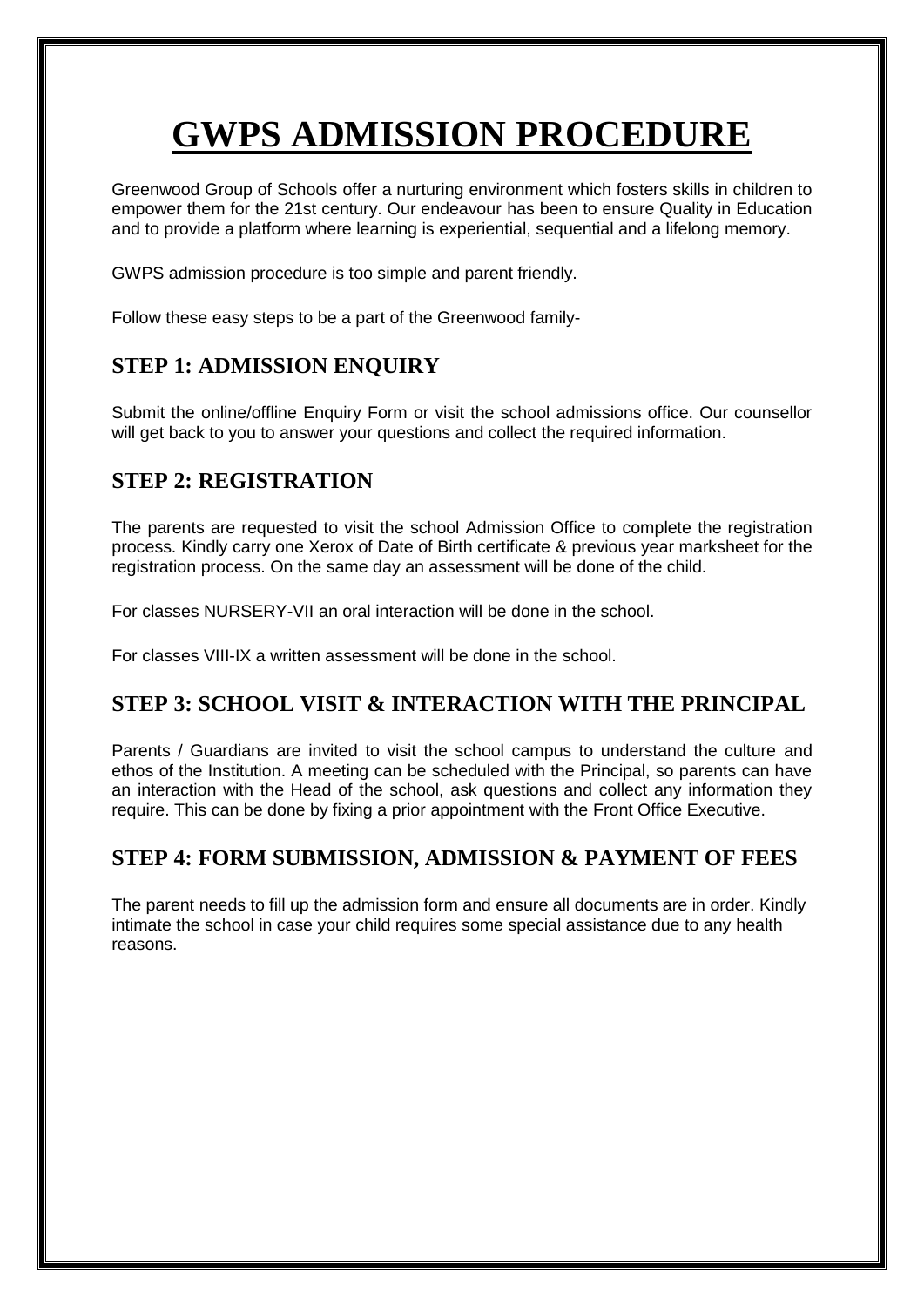# GWPS ADMISSION PROCEDURE

Greenwood Group of Schools offer a nurturing environment which fosters skills in children to empower them for the 21st century. Our endeavour has been to ensure Quality in Education and to provide a platform where learning is experiential, sequential and a lifelong memory.

GWPS admission procedure is too simple and parent friendly.

Follow these easy steps to be a part of the Greenwood family-

## STEP 1: ADMISSION ENQUIRY

Submit the online/offline Enquiry Form or visit the school admissions office. Our counsellor will get back to you to answer your questions and collect the required information.

## STEP 2: REGISTRATION

The parents are requested to visit the school Admission Office to complete the registration process. Kindly carry one Xerox of Date of Birth certificate & previous year marksheet for the registration process. On the same day an assessment will be done of the child.

For classes NURSERY-VII an oral interaction will be done in the school.

For classes VIII-IX a written assessment will be done in the school.

## STEP 3: SCHOOL VISIT & INTERACTION WITH THE PRINCIPAL

Parents / Guardians are invited to visit the school campus to understand the culture and ethos of the Institution. A meeting can be scheduled with the Principal, so parents can have an interaction with the Head of the school, ask questions and collect any information they require. This can be done by fixing a prior appointment with the Front Office Executive.

## STEP 4: FORM SUBMISSION, ADMISSION & PAYMENT OF FEES

The parent needs to fill up the admission form and ensure all documents are in order. Kindly intimate the school in case your child requires some special assistance due to any health reasons.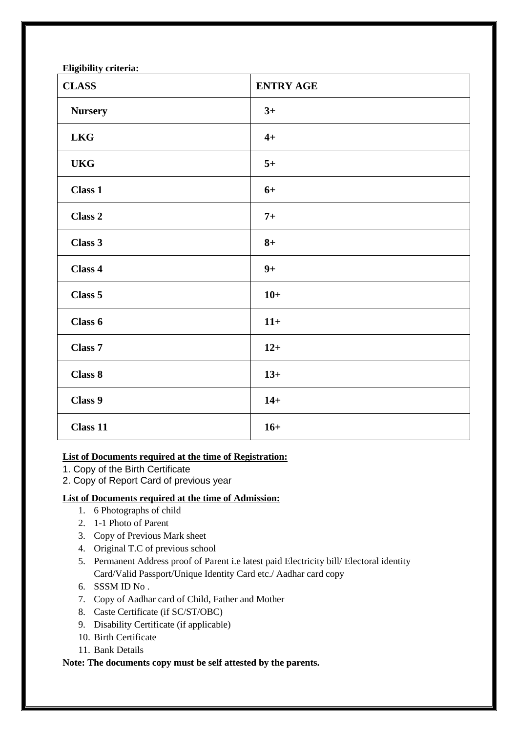**Eligibility criteria:**

| CLASS | ENTRY AGE |
|---|---|
| **Nursery** | **3+** |
| **LKG** | **4+** |
| **UKG** | **5+** |
| **Class 1** | **6+** |
| **Class 2** | **7+** |
| **Class 3** | **8+** |
| **Class 4** | **9+** |
| **Class 5** | **10+** |
| **Class 6** | **11+** |
| **Class 7** | **12+** |
| **Class 8** | **13+** |
| **Class 9** | **14+** |
| **Class 11** | **16+** |

**List of Documents required at the time of Registration:**

1. Copy of the Birth Certificate
2. Copy of Report Card of previous year

**List of Documents required at the time of Admission:**

1. 6 Photographs of child
2. 1-1 Photo of Parent
3. Copy of Previous Mark sheet
4. Original T.C of previous school
5. Permanent Address proof of Parent i.e latest paid Electricity bill/ Electoral identity Card/Valid Passport/Unique Identity Card etc./ Aadhar card copy
6. SSSM ID No .
7. Copy of Aadhar card of Child, Father and Mother
8. Caste Certificate (if SC/ST/OBC)
9. Disability Certificate (if applicable)
10. Birth Certificate
11. Bank Details

**Note: The documents copy must be self attested by the parents.**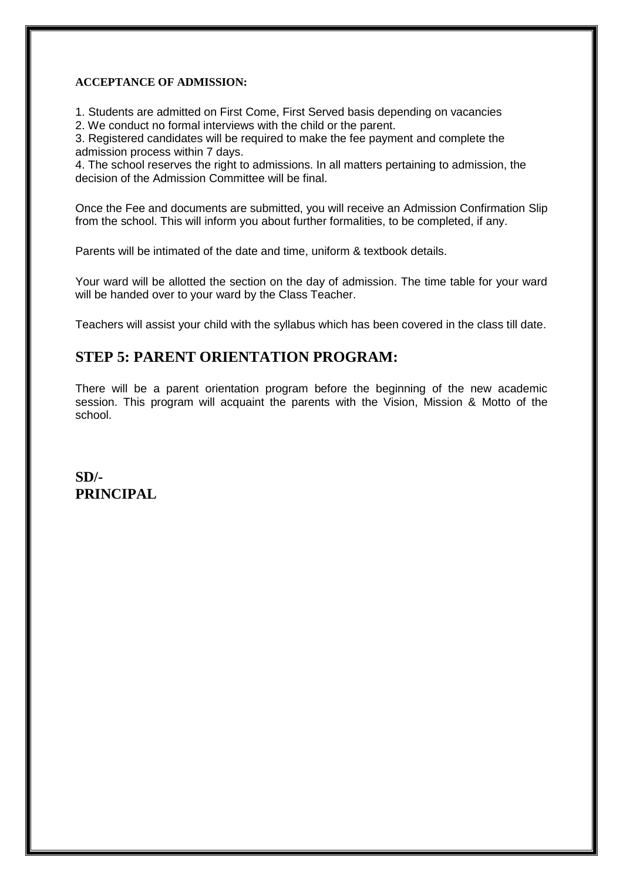**ACCEPTANCE OF ADMISSION:**

1. Students are admitted on First Come, First Served basis depending on vacancies
2. We conduct no formal interviews with the child or the parent.
3. Registered candidates will be required to make the fee payment and complete the admission process within 7 days.
4. The school reserves the right to admissions. In all matters pertaining to admission, the decision of the Admission Committee will be final.

Once the Fee and documents are submitted, you will receive an Admission Confirmation Slip from the school. This will inform you about further formalities, to be completed, if any.

Parents will be intimated of the date and time, uniform & textbook details.

Your ward will be allotted the section on the day of admission. The time table for your ward will be handed over to your ward by the Class Teacher.

Teachers will assist your child with the syllabus which has been covered in the class till date.

## STEP 5: PARENT ORIENTATION PROGRAM:

There will be a parent orientation program before the beginning of the new academic session. This program will acquaint the parents with the Vision, Mission & Motto of the school.

**SD/-**
**PRINCIPAL**